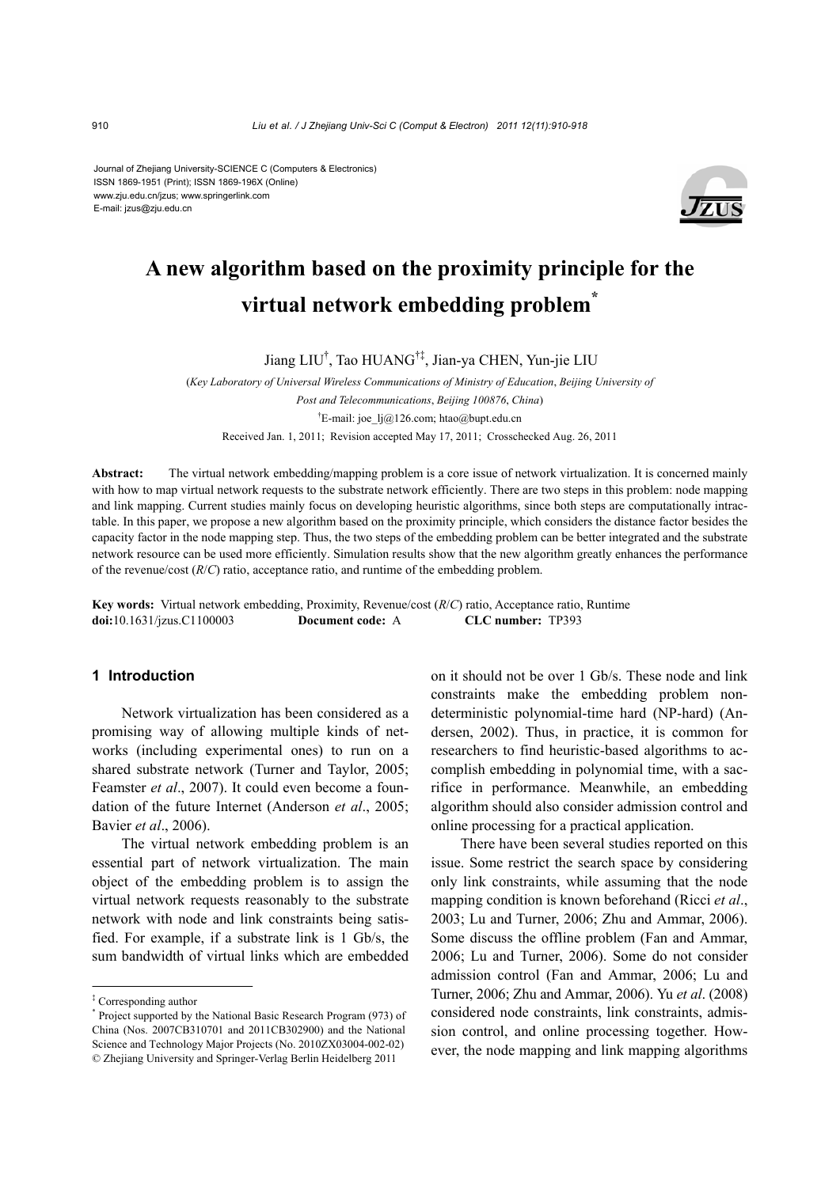Journal of Zhejiang University-SCIENCE C (Computers & Electronics)
ISSN 1869-1951 (Print); ISSN 1869-196X (Online)
www.zju.edu.cn/jzus; www.springerlink.com
E-mail: jzus@zju.edu.cn

# A new algorithm based on the proximity principle for the virtual network embedding problem*

Jiang LIU†, Tao HUANG†‡, Jian-ya CHEN, Yun-jie LIU

(*Key Laboratory of Universal Wireless Communications of Ministry of Education*, *Beijing University of Post and Telecommunications*, *Beijing 100876*, *China*)

†E-mail: joe_lj@126.com; htao@bupt.edu.cn

Received Jan. 1, 2011; Revision accepted May 17, 2011; Crosschecked Aug. 26, 2011

**Abstract:** The virtual network embedding/mapping problem is a core issue of network virtualization. It is concerned mainly with how to map virtual network requests to the substrate network efficiently. There are two steps in this problem: node mapping and link mapping. Current studies mainly focus on developing heuristic algorithms, since both steps are computationally intractable. In this paper, we propose a new algorithm based on the proximity principle, which considers the distance factor besides the capacity factor in the node mapping step. Thus, the two steps of the embedding problem can be better integrated and the substrate network resource can be used more efficiently. Simulation results show that the new algorithm greatly enhances the performance of the revenue/cost (*R*/*C*) ratio, acceptance ratio, and runtime of the embedding problem.

**Key words:** Virtual network embedding, Proximity, Revenue/cost (*R*/*C*) ratio, Acceptance ratio, Runtime
**doi:**10.1631/jzus.C1100003 **Document code:** A **CLC number:** TP393

## 1 Introduction

Network virtualization has been considered as a promising way of allowing multiple kinds of networks (including experimental ones) to run on a shared substrate network (Turner and Taylor, 2005; Feamster *et al*., 2007). It could even become a foundation of the future Internet (Anderson *et al*., 2005; Bavier *et al*., 2006).

The virtual network embedding problem is an essential part of network virtualization. The main object of the embedding problem is to assign the virtual network requests reasonably to the substrate network with node and link constraints being satisfied. For example, if a substrate link is 1 Gb/s, the sum bandwidth of virtual links which are embedded on it should not be over 1 Gb/s. These node and link constraints make the embedding problem non-deterministic polynomial-time hard (NP-hard) (Andersen, 2002). Thus, in practice, it is common for researchers to find heuristic-based algorithms to accomplish embedding in polynomial time, with a sacrifice in performance. Meanwhile, an embedding algorithm should also consider admission control and online processing for a practical application.

There have been several studies reported on this issue. Some restrict the search space by considering only link constraints, while assuming that the node mapping condition is known beforehand (Ricci *et al*., 2003; Lu and Turner, 2006; Zhu and Ammar, 2006). Some discuss the offline problem (Fan and Ammar, 2006; Lu and Turner, 2006). Some do not consider admission control (Fan and Ammar, 2006; Lu and Turner, 2006; Zhu and Ammar, 2006). Yu *et al*. (2008) considered node constraints, link constraints, admission control, and online processing together. However, the node mapping and link mapping algorithms

‡ Corresponding author

\* Project supported by the National Basic Research Program (973) of China (Nos. 2007CB310701 and 2011CB302900) and the National Science and Technology Major Projects (No. 2010ZX03004-002-02)

© Zhejiang University and Springer-Verlag Berlin Heidelberg 2011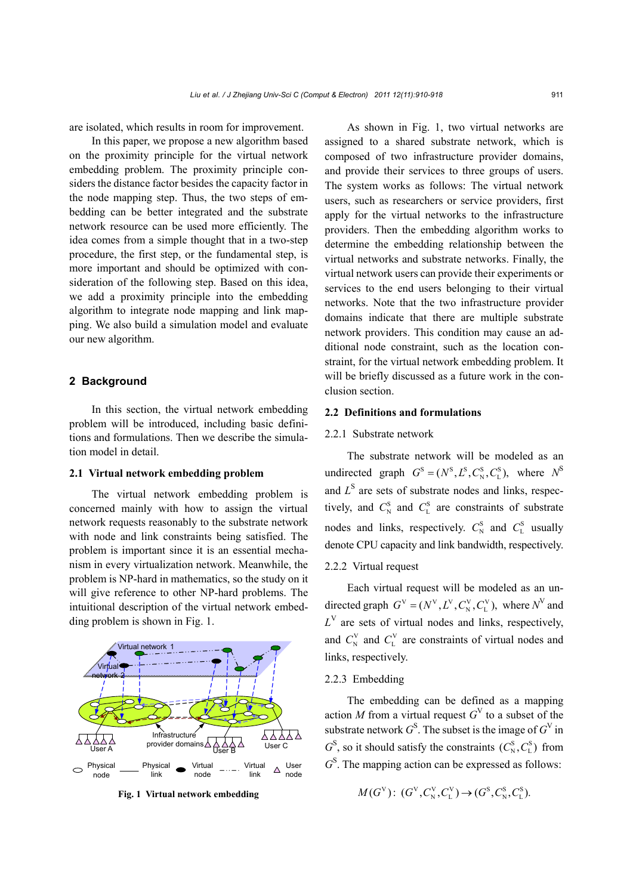are isolated, which results in room for improvement.

In this paper, we propose a new algorithm based on the proximity principle for the virtual network embedding problem. The proximity principle considers the distance factor besides the capacity factor in the node mapping step. Thus, the two steps of embedding can be better integrated and the substrate network resource can be used more efficiently. The idea comes from a simple thought that in a two-step procedure, the first step, or the fundamental step, is more important and should be optimized with consideration of the following step. Based on this idea, we add a proximity principle into the embedding algorithm to integrate node mapping and link mapping. We also build a simulation model and evaluate our new algorithm.

## 2 Background

In this section, the virtual network embedding problem will be introduced, including basic definitions and formulations. Then we describe the simulation model in detail.

### 2.1 Virtual network embedding problem

The virtual network embedding problem is concerned mainly with how to assign the virtual network requests reasonably to the substrate network with node and link constraints being satisfied. The problem is important since it is an essential mechanism in every virtualization network. Meanwhile, the problem is NP-hard in mathematics, so the study on it will give reference to other NP-hard problems. The intuitional description of the virtual network embedding problem is shown in Fig. 1.

Virtual network 1
Virtual network 2
Infrastructure provider domains
User A
User B
User C
Physical node
Physical link
Virtual node
Virtual link
User node

**Fig. 1 Virtual network embedding**

As shown in Fig. 1, two virtual networks are assigned to a shared substrate network, which is composed of two infrastructure provider domains, and provide their services to three groups of users. The system works as follows: The virtual network users, such as researchers or service providers, first apply for the virtual networks to the infrastructure providers. Then the embedding algorithm works to determine the embedding relationship between the virtual networks and substrate networks. Finally, the virtual network users can provide their experiments or services to the end users belonging to their virtual networks. Note that the two infrastructure provider domains indicate that there are multiple substrate network providers. This condition may cause an additional node constraint, such as the location constraint, for the virtual network embedding problem. It will be briefly discussed as a future work in the conclusion section.

### 2.2 Definitions and formulations

#### 2.2.1 Substrate network

The substrate network will be modeled as an undirected graph $G^{\mathrm{S}}=(N^{\mathrm{S}}, L^{\mathrm{S}}, C_{\mathrm{N}}^{\mathrm{S}}, C_{\mathrm{L}}^{\mathrm{S}})$, where $N^{\mathrm{S}}$ and $L^{\mathrm{S}}$ are sets of substrate nodes and links, respectively, and $C_{\mathrm{N}}^{\mathrm{S}}$ and $C_{\mathrm{L}}^{\mathrm{S}}$ are constraints of substrate nodes and links, respectively. $C_{\mathrm{N}}^{\mathrm{S}}$ and $C_{\mathrm{L}}^{\mathrm{S}}$ usually denote CPU capacity and link bandwidth, respectively.

#### 2.2.2 Virtual request

Each virtual request will be modeled as an undirected graph $G^{\mathrm{V}}=(N^{\mathrm{V}}, L^{\mathrm{V}}, C_{\mathrm{N}}^{\mathrm{V}}, C_{\mathrm{L}}^{\mathrm{V}})$, where $N^{\mathrm{V}}$ and $L^{\mathrm{V}}$ are sets of virtual nodes and links, respectively, and $C_{\mathrm{N}}^{\mathrm{V}}$ and $C_{\mathrm{L}}^{\mathrm{V}}$ are constraints of virtual nodes and links, respectively.

#### 2.2.3 Embedding

The embedding can be defined as a mapping action $M$ from a virtual request $G^{\mathrm{V}}$ to a subset of the substrate network $G^{\mathrm{S}}$. The subset is the image of $G^{\mathrm{V}}$ in $G^{\mathrm{S}}$, so it should satisfy the constraints $(C_{\mathrm{N}}^{\mathrm{S}}, C_{\mathrm{L}}^{\mathrm{S}})$ from $G^{\mathrm{S}}$. The mapping action can be expressed as follows:

$$M(G^{\mathrm{V}}):\ (G^{\mathrm{V}}, C_{\mathrm{N}}^{\mathrm{V}}, C_{\mathrm{L}}^{\mathrm{V}}) \rightarrow (G^{\mathrm{S}}, C_{\mathrm{N}}^{\mathrm{S}}, C_{\mathrm{L}}^{\mathrm{S}}).$$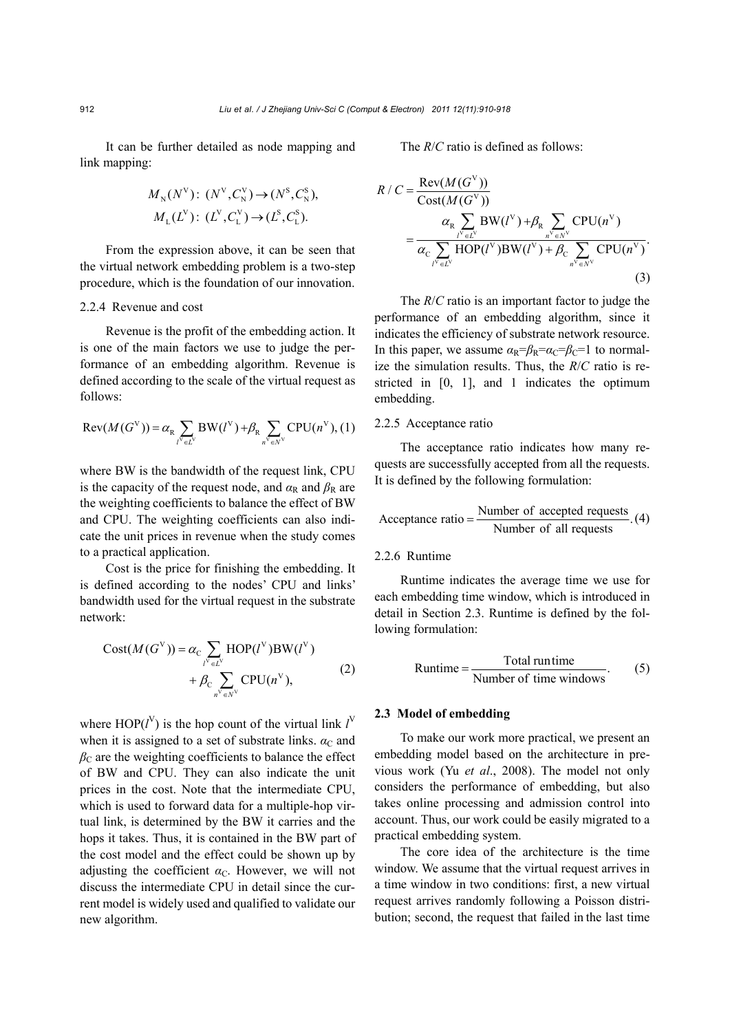It can be further detailed as node mapping and link mapping:

$$M_{\mathrm{N}}(N^{\mathrm{V}}):\ (N^{\mathrm{V}}, C_{\mathrm{N}}^{\mathrm{V}}) \rightarrow (N^{\mathrm{S}}, C_{\mathrm{N}}^{\mathrm{S}}),$$
$$M_{\mathrm{L}}(L^{\mathrm{V}}):\ (L^{\mathrm{V}}, C_{\mathrm{L}}^{\mathrm{V}}) \rightarrow (L^{\mathrm{S}}, C_{\mathrm{L}}^{\mathrm{S}}).$$

From the expression above, it can be seen that the virtual network embedding problem is a two-step procedure, which is the foundation of our innovation.

#### 2.2.4 Revenue and cost

Revenue is the profit of the embedding action. It is one of the main factors we use to judge the performance of an embedding algorithm. Revenue is defined according to the scale of the virtual request as follows:

$$\mathrm{Rev}(M(G^{\mathrm{V}})) = \alpha_{\mathrm{R}} \sum_{l^{\mathrm{V}} \in L^{\mathrm{V}}} \mathrm{BW}(l^{\mathrm{V}}) + \beta_{\mathrm{R}} \sum_{n^{\mathrm{V}} \in N^{\mathrm{V}}} \mathrm{CPU}(n^{\mathrm{V}}), \quad (1)$$

where BW is the bandwidth of the request link, CPU is the capacity of the request node, and $\alpha_{\mathrm{R}}$ and $\beta_{\mathrm{R}}$ are the weighting coefficients to balance the effect of BW and CPU. The weighting coefficients can also indicate the unit prices in revenue when the study comes to a practical application.

Cost is the price for finishing the embedding. It is defined according to the nodes' CPU and links' bandwidth used for the virtual request in the substrate network:

$$\mathrm{Cost}(M(G^{\mathrm{V}})) = \alpha_{\mathrm{C}} \sum_{l^{\mathrm{V}} \in L^{\mathrm{V}}} \mathrm{HOP}(l^{\mathrm{V}})\mathrm{BW}(l^{\mathrm{V}}) + \beta_{\mathrm{C}} \sum_{n^{\mathrm{V}} \in N^{\mathrm{V}}} \mathrm{CPU}(n^{\mathrm{V}}), \quad (2)$$

where $\mathrm{HOP}(l^{\mathrm{V}})$ is the hop count of the virtual link $l^{\mathrm{V}}$ when it is assigned to a set of substrate links. $\alpha_{\mathrm{C}}$ and $\beta_{\mathrm{C}}$ are the weighting coefficients to balance the effect of BW and CPU. They can also indicate the unit prices in the cost. Note that the intermediate CPU, which is used to forward data for a multiple-hop virtual link, is determined by the BW it carries and the hops it takes. Thus, it is contained in the BW part of the cost model and the effect could be shown up by adjusting the coefficient $\alpha_{\mathrm{C}}$. However, we will not discuss the intermediate CPU in detail since the current model is widely used and qualified to validate our new algorithm.

The *R*/*C* ratio is defined as follows:

$$R/C = \frac{\mathrm{Rev}(M(G^{\mathrm{V}}))}{\mathrm{Cost}(M(G^{\mathrm{V}}))} = \frac{\alpha_{\mathrm{R}} \sum_{l^{\mathrm{V}} \in L^{\mathrm{V}}} \mathrm{BW}(l^{\mathrm{V}}) + \beta_{\mathrm{R}} \sum_{n^{\mathrm{V}} \in N^{\mathrm{V}}} \mathrm{CPU}(n^{\mathrm{V}})}{\alpha_{\mathrm{C}} \sum_{l^{\mathrm{V}} \in L^{\mathrm{V}}} \mathrm{HOP}(l^{\mathrm{V}})\mathrm{BW}(l^{\mathrm{V}}) + \beta_{\mathrm{C}} \sum_{n^{\mathrm{V}} \in N^{\mathrm{V}}} \mathrm{CPU}(n^{\mathrm{V}})}. \quad (3)$$

The *R*/*C* ratio is an important factor to judge the performance of an embedding algorithm, since it indicates the efficiency of substrate network resource. In this paper, we assume $\alpha_{\mathrm{R}}=\beta_{\mathrm{R}}=\alpha_{\mathrm{C}}=\beta_{\mathrm{C}}=1$ to normalize the simulation results. Thus, the *R*/*C* ratio is restricted in [0, 1], and 1 indicates the optimum embedding.

#### 2.2.5 Acceptance ratio

The acceptance ratio indicates how many requests are successfully accepted from all the requests. It is defined by the following formulation:

$$\text{Acceptance ratio} = \frac{\text{Number of accepted requests}}{\text{Number of all requests}}. \quad (4)$$

#### 2.2.6 Runtime

Runtime indicates the average time we use for each embedding time window, which is introduced in detail in Section 2.3. Runtime is defined by the following formulation:

$$\text{Runtime} = \frac{\text{Total runtime}}{\text{Number of time windows}}. \quad (5)$$

### 2.3 Model of embedding

To make our work more practical, we present an embedding model based on the architecture in previous work (Yu *et al*., 2008). The model not only considers the performance of embedding, but also takes online processing and admission control into account. Thus, our work could be easily migrated to a practical embedding system.

The core idea of the architecture is the time window. We assume that the virtual request arrives in a time window in two conditions: first, a new virtual request arrives randomly following a Poisson distribution; second, the request that failed in the last time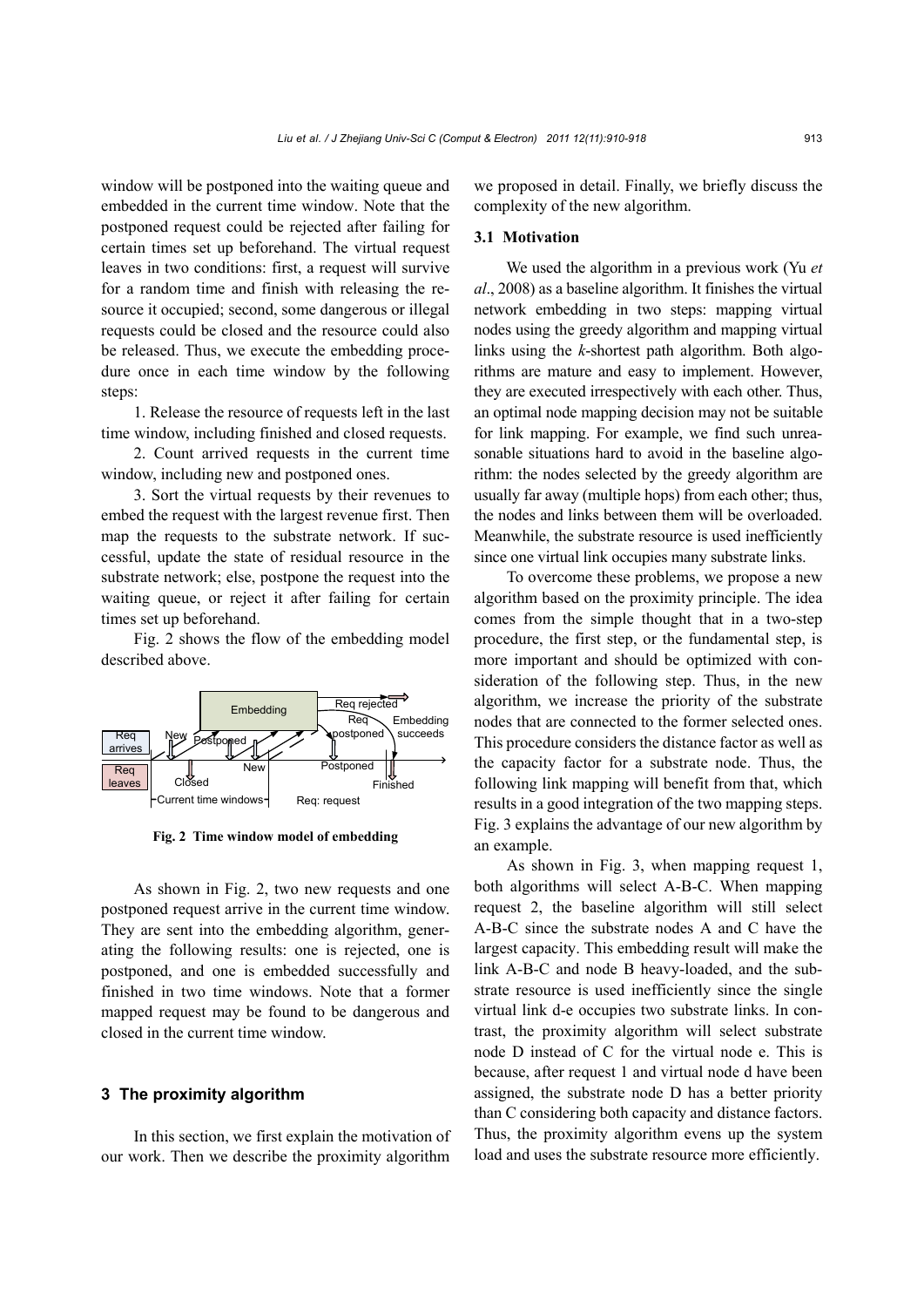window will be postponed into the waiting queue and embedded in the current time window. Note that the postponed request could be rejected after failing for certain times set up beforehand. The virtual request leaves in two conditions: first, a request will survive for a random time and finish with releasing the resource it occupied; second, some dangerous or illegal requests could be closed and the resource could also be released. Thus, we execute the embedding procedure once in each time window by the following steps:

1. Release the resource of requests left in the last time window, including finished and closed requests.

2. Count arrived requests in the current time window, including new and postponed ones.

3. Sort the virtual requests by their revenues to embed the request with the largest revenue first. Then map the requests to the substrate network. If successful, update the state of residual resource in the substrate network; else, postpone the request into the waiting queue, or reject it after failing for certain times set up beforehand.

Fig. 2 shows the flow of the embedding model described above.

Embedding
Req rejected
Req postponed
Embedding succeeds
Req arrives
New
Postponed
New
Postponed
Req leaves
Closed
Finished
Current time windows
Req: request

**Fig. 2 Time window model of embedding**

As shown in Fig. 2, two new requests and one postponed request arrive in the current time window. They are sent into the embedding algorithm, generating the following results: one is rejected, one is postponed, and one is embedded successfully and finished in two time windows. Note that a former mapped request may be found to be dangerous and closed in the current time window.

## 3 The proximity algorithm

In this section, we first explain the motivation of our work. Then we describe the proximity algorithm we proposed in detail. Finally, we briefly discuss the complexity of the new algorithm.

### 3.1 Motivation

We used the algorithm in a previous work (Yu *et al*., 2008) as a baseline algorithm. It finishes the virtual network embedding in two steps: mapping virtual nodes using the greedy algorithm and mapping virtual links using the *k*-shortest path algorithm. Both algorithms are mature and easy to implement. However, they are executed irrespectively with each other. Thus, an optimal node mapping decision may not be suitable for link mapping. For example, we find such unreasonable situations hard to avoid in the baseline algorithm: the nodes selected by the greedy algorithm are usually far away (multiple hops) from each other; thus, the nodes and links between them will be overloaded. Meanwhile, the substrate resource is used inefficiently since one virtual link occupies many substrate links.

To overcome these problems, we propose a new algorithm based on the proximity principle. The idea comes from the simple thought that in a two-step procedure, the first step, or the fundamental step, is more important and should be optimized with consideration of the following step. Thus, in the new algorithm, we increase the priority of the substrate nodes that are connected to the former selected ones. This procedure considers the distance factor as well as the capacity factor for a substrate node. Thus, the following link mapping will benefit from that, which results in a good integration of the two mapping steps. Fig. 3 explains the advantage of our new algorithm by an example.

As shown in Fig. 3, when mapping request 1, both algorithms will select A-B-C. When mapping request 2, the baseline algorithm will still select A-B-C since the substrate nodes A and C have the largest capacity. This embedding result will make the link A-B-C and node B heavy-loaded, and the substrate resource is used inefficiently since the single virtual link d-e occupies two substrate links. In contrast, the proximity algorithm will select substrate node D instead of C for the virtual node e. This is because, after request 1 and virtual node d have been assigned, the substrate node D has a better priority than C considering both capacity and distance factors. Thus, the proximity algorithm evens up the system load and uses the substrate resource more efficiently.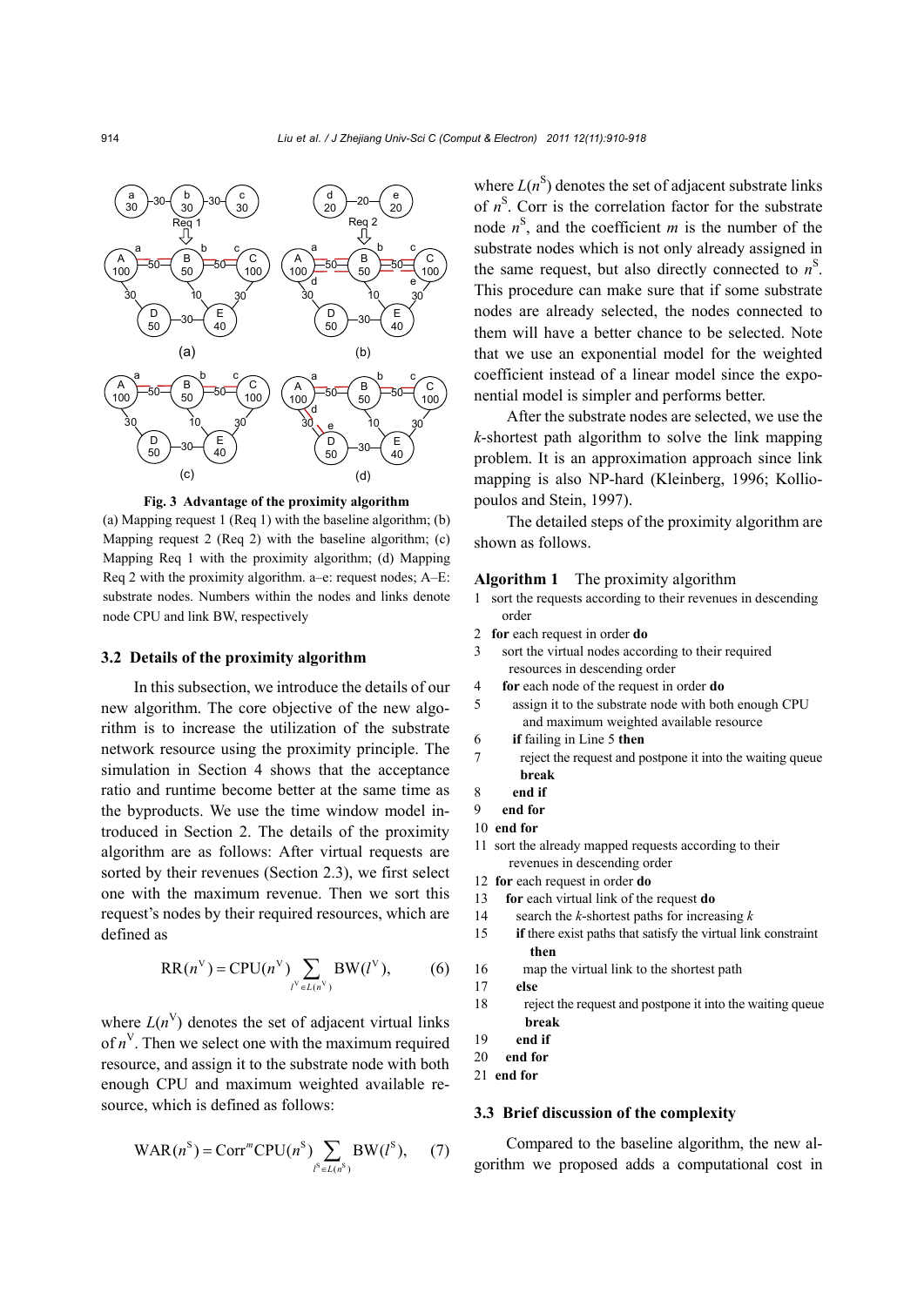Fig. 3 Advantage of the proximity algorithm

(a) Mapping request 1 (Req 1) with the baseline algorithm; (b) Mapping request 2 (Req 2) with the baseline algorithm; (c) Mapping Req 1 with the proximity algorithm; (d) Mapping Req 2 with the proximity algorithm. a–e: request nodes; A–E: substrate nodes. Numbers within the nodes and links denote node CPU and link BW, respectively

### 3.2 Details of the proximity algorithm

In this subsection, we introduce the details of our new algorithm. The core objective of the new algorithm is to increase the utilization of the substrate network resource using the proximity principle. The simulation in Section 4 shows that the acceptance ratio and runtime become better at the same time as the byproducts. We use the time window model introduced in Section 2. The details of the proximity algorithm are as follows: After virtual requests are sorted by their revenues (Section 2.3), we first select one with the maximum revenue. Then we sort this request's nodes by their required resources, which are defined as

$$\mathrm{RR}(n^{\mathrm{V}}) = \mathrm{CPU}(n^{\mathrm{V}}) \sum_{l^{\mathrm{V}} \in L(n^{\mathrm{V}})} \mathrm{BW}(l^{\mathrm{V}}), \tag{6}$$

where $L(n^{\mathrm{V}})$ denotes the set of adjacent virtual links of $n^{\mathrm{V}}$. Then we select one with the maximum required resource, and assign it to the substrate node with both enough CPU and maximum weighted available resource, which is defined as follows:

$$\mathrm{WAR}(n^{\mathrm{S}}) = \mathrm{Corr}^{m}\mathrm{CPU}(n^{\mathrm{S}}) \sum_{l^{\mathrm{S}} \in L(n^{\mathrm{S}})} \mathrm{BW}(l^{\mathrm{S}}), \tag{7}$$

where $L(n^{\mathrm{S}})$ denotes the set of adjacent substrate links of $n^{\mathrm{S}}$. Corr is the correlation factor for the substrate node $n^{\mathrm{S}}$, and the coefficient $m$ is the number of the substrate nodes which is not only already assigned in the same request, but also directly connected to $n^{\mathrm{S}}$. This procedure can make sure that if some substrate nodes are already selected, the nodes connected to them will have a better chance to be selected. Note that we use an exponential model for the weighted coefficient instead of a linear model since the exponential model is simpler and performs better.

After the substrate nodes are selected, we use the $k$-shortest path algorithm to solve the link mapping problem. It is an approximation approach since link mapping is also NP-hard (Kleinberg, 1996; Kolliopoulos and Stein, 1997).

The detailed steps of the proximity algorithm are shown as follows.

**Algorithm 1** The proximity algorithm

```
1  sort the requests according to their revenues in descending
     order
2  for each request in order do
3     sort the virtual nodes according to their required
        resources in descending order
4     for each node of the request in order do
5        assign it to the substrate node with both enough CPU
           and maximum weighted available resource
6        if failing in Line 5 then
7           reject the request and postpone it into the waiting queue
            break
8        end if
9     end for
10 end for
11 sort the already mapped requests according to their
        revenues in descending order
12 for each request in order do
13    for each virtual link of the request do
14       search the k-shortest paths for increasing k
15       if there exist paths that satisfy the virtual link constraint
           then
16          map the virtual link to the shortest path
17       else
18          reject the request and postpone it into the waiting queue
            break
19       end if
20    end for
21 end for
```

### 3.3 Brief discussion of the complexity

Compared to the baseline algorithm, the new algorithm we proposed adds a computational cost in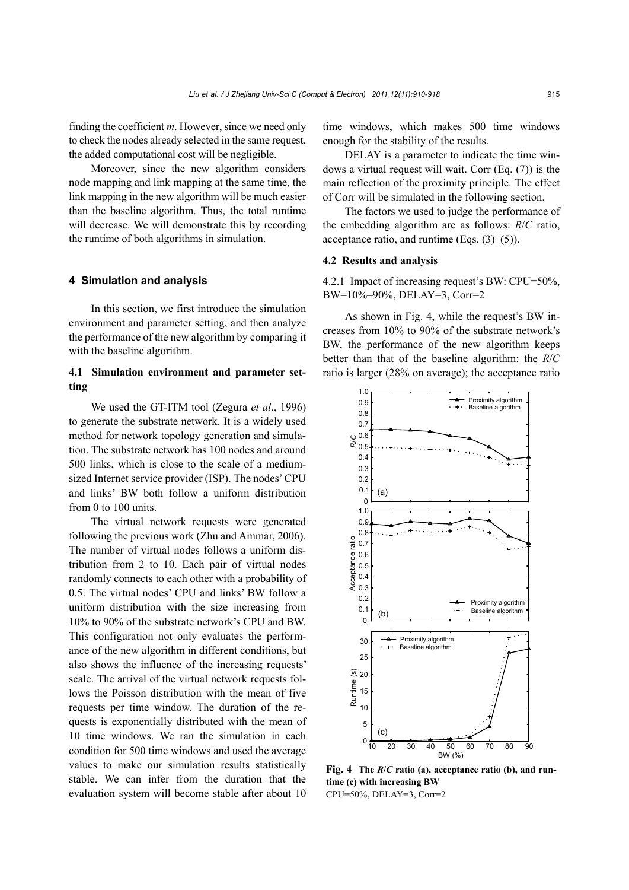finding the coefficient $m$. However, since we need only to check the nodes already selected in the same request, the added computational cost will be negligible.

Moreover, since the new algorithm considers node mapping and link mapping at the same time, the link mapping in the new algorithm will be much easier than the baseline algorithm. Thus, the total runtime will decrease. We will demonstrate this by recording the runtime of both algorithms in simulation.

## 4 Simulation and analysis

In this section, we first introduce the simulation environment and parameter setting, and then analyze the performance of the new algorithm by comparing it with the baseline algorithm.

### 4.1 Simulation environment and parameter setting

We used the GT-ITM tool (Zegura *et al*., 1996) to generate the substrate network. It is a widely used method for network topology generation and simulation. The substrate network has 100 nodes and around 500 links, which is close to the scale of a medium-sized Internet service provider (ISP). The nodes' CPU and links' BW both follow a uniform distribution from 0 to 100 units.

The virtual network requests were generated following the previous work (Zhu and Ammar, 2006). The number of virtual nodes follows a uniform distribution from 2 to 10. Each pair of virtual nodes randomly connects to each other with a probability of 0.5. The virtual nodes' CPU and links' BW follow a uniform distribution with the size increasing from 10% to 90% of the substrate network's CPU and BW. This configuration not only evaluates the performance of the new algorithm in different conditions, but also shows the influence of the increasing requests' scale. The arrival of the virtual network requests follows the Poisson distribution with the mean of five requests per time window. The duration of the requests is exponentially distributed with the mean of 10 time windows. We ran the simulation in each condition for 500 time windows and used the average values to make our simulation results statistically stable. We can infer from the duration that the evaluation system will become stable after about 10 time windows, which makes 500 time windows enough for the stability of the results.

DELAY is a parameter to indicate the time windows a virtual request will wait. Corr (Eq. (7)) is the main reflection of the proximity principle. The effect of Corr will be simulated in the following section.

The factors we used to judge the performance of the embedding algorithm are as follows: $R/C$ ratio, acceptance ratio, and runtime (Eqs. (3)–(5)).

### 4.2 Results and analysis

4.2.1 Impact of increasing request's BW: CPU=50%, BW=10%–90%, DELAY=3, Corr=2

As shown in Fig. 4, while the request's BW increases from 10% to 90% of the substrate network's BW, the performance of the new algorithm keeps better than that of the baseline algorithm: the $R/C$ ratio is larger (28% on average); the acceptance ratio

**Fig. 4 The $R/C$ ratio (a), acceptance ratio (b), and runtime (c) with increasing BW**
CPU=50%, DELAY=3, Corr=2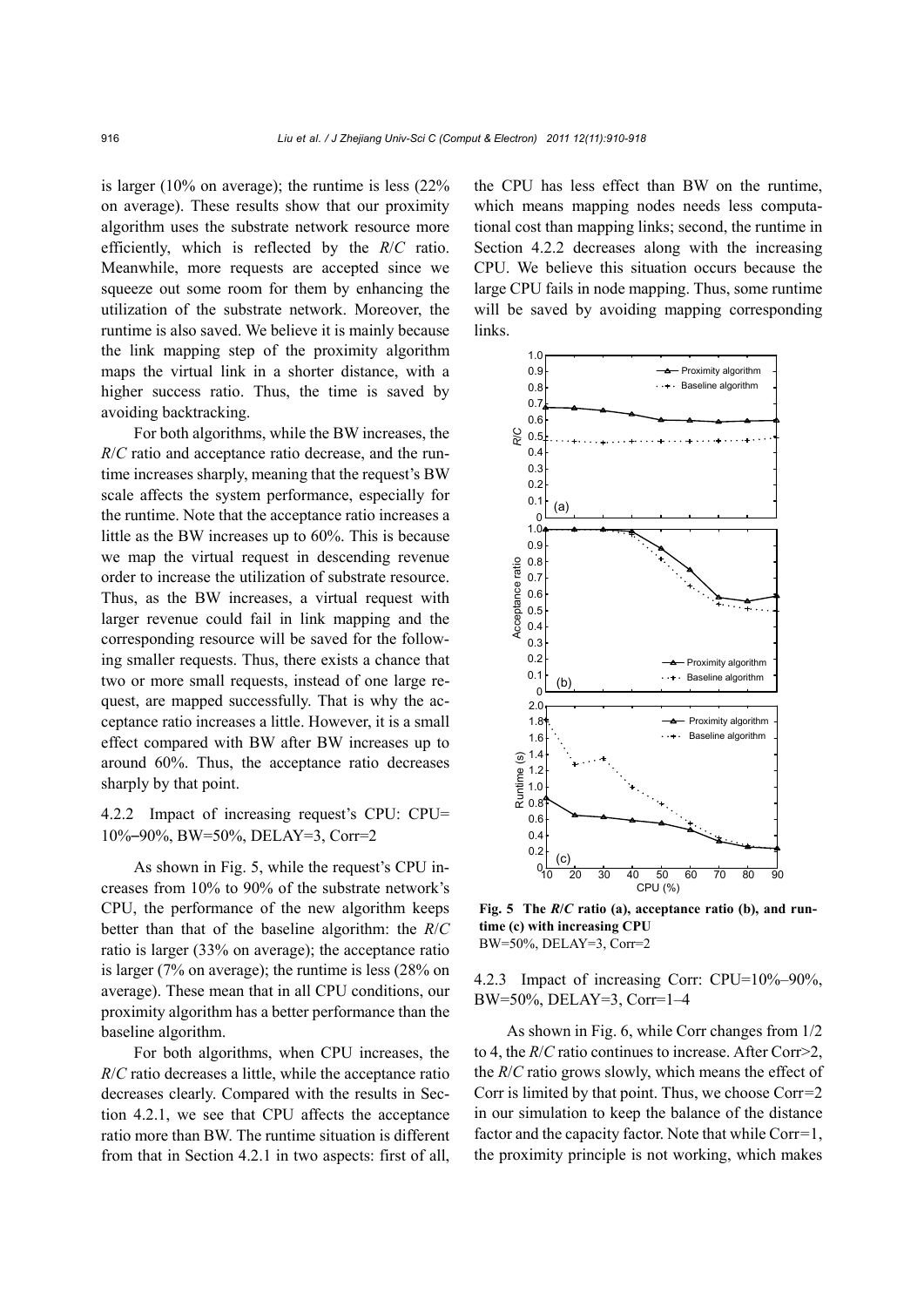is larger (10% on average); the runtime is less (22% on average). These results show that our proximity algorithm uses the substrate network resource more efficiently, which is reflected by the *R*/*C* ratio. Meanwhile, more requests are accepted since we squeeze out some room for them by enhancing the utilization of the substrate network. Moreover, the runtime is also saved. We believe it is mainly because the link mapping step of the proximity algorithm maps the virtual link in a shorter distance, with a higher success ratio. Thus, the time is saved by avoiding backtracking.

For both algorithms, while the BW increases, the *R*/*C* ratio and acceptance ratio decrease, and the runtime increases sharply, meaning that the request's BW scale affects the system performance, especially for the runtime. Note that the acceptance ratio increases a little as the BW increases up to 60%. This is because we map the virtual request in descending revenue order to increase the utilization of substrate resource. Thus, as the BW increases, a virtual request with larger revenue could fail in link mapping and the corresponding resource will be saved for the following smaller requests. Thus, there exists a chance that two or more small requests, instead of one large request, are mapped successfully. That is why the acceptance ratio increases a little. However, it is a small effect compared with BW after BW increases up to around 60%. Thus, the acceptance ratio decreases sharply by that point.

### 4.2.2 Impact of increasing request's CPU: CPU=10%–90%, BW=50%, DELAY=3, Corr=2

As shown in Fig. 5, while the request's CPU increases from 10% to 90% of the substrate network's CPU, the performance of the new algorithm keeps better than that of the baseline algorithm: the *R*/*C* ratio is larger (33% on average); the acceptance ratio is larger (7% on average); the runtime is less (28% on average). These mean that in all CPU conditions, our proximity algorithm has a better performance than the baseline algorithm.

For both algorithms, when CPU increases, the *R*/*C* ratio decreases a little, while the acceptance ratio decreases clearly. Compared with the results in Section 4.2.1, we see that CPU affects the acceptance ratio more than BW. The runtime situation is different from that in Section 4.2.1 in two aspects: first of all, the CPU has less effect than BW on the runtime, which means mapping nodes needs less computational cost than mapping links; second, the runtime in Section 4.2.2 decreases along with the increasing CPU. We believe this situation occurs because the large CPU fails in node mapping. Thus, some runtime will be saved by avoiding mapping corresponding links.

**Fig. 5 The *R*/*C* ratio (a), acceptance ratio (b), and runtime (c) with increasing CPU**
BW=50%, DELAY=3, Corr=2

### 4.2.3 Impact of increasing Corr: CPU=10%–90%, BW=50%, DELAY=3, Corr=1–4

As shown in Fig. 6, while Corr changes from 1/2 to 4, the *R*/*C* ratio continues to increase. After Corr>2, the *R*/*C* ratio grows slowly, which means the effect of Corr is limited by that point. Thus, we choose Corr=2 in our simulation to keep the balance of the distance factor and the capacity factor. Note that while Corr=1, the proximity principle is not working, which makes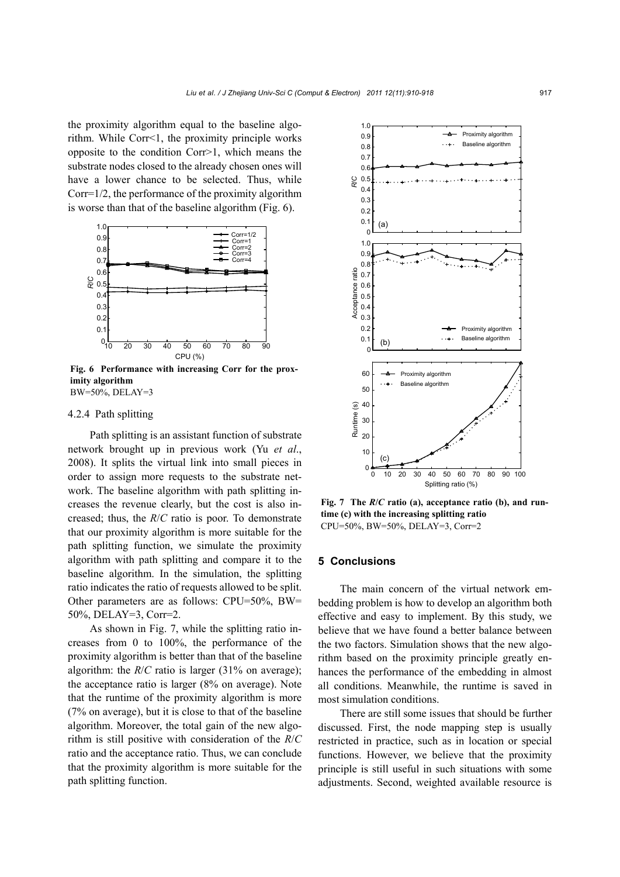the proximity algorithm equal to the baseline algorithm. While Corr<1, the proximity principle works opposite to the condition Corr>1, which means the substrate nodes closed to the already chosen ones will have a lower chance to be selected. Thus, while Corr=1/2, the performance of the proximity algorithm is worse than that of the baseline algorithm (Fig. 6).

**Fig. 6 Performance with increasing Corr for the proximity algorithm**
BW=50%, DELAY=3

#### 4.2.4 Path splitting

Path splitting is an assistant function of substrate network brought up in previous work (Yu *et al*., 2008). It splits the virtual link into small pieces in order to assign more requests to the substrate network. The baseline algorithm with path splitting increases the revenue clearly, but the cost is also increased; thus, the *R*/*C* ratio is poor. To demonstrate that our proximity algorithm is more suitable for the path splitting function, we simulate the proximity algorithm with path splitting and compare it to the baseline algorithm. In the simulation, the splitting ratio indicates the ratio of requests allowed to be split. Other parameters are as follows: CPU=50%, BW=50%, DELAY=3, Corr=2.

As shown in Fig. 7, while the splitting ratio increases from 0 to 100%, the performance of the proximity algorithm is better than that of the baseline algorithm: the *R*/*C* ratio is larger (31% on average); the acceptance ratio is larger (8% on average). Note that the runtime of the proximity algorithm is more (7% on average), but it is close to that of the baseline algorithm. Moreover, the total gain of the new algorithm is still positive with consideration of the *R*/*C* ratio and the acceptance ratio. Thus, we can conclude that the proximity algorithm is more suitable for the path splitting function.

**Fig. 7 The *R*/*C* ratio (a), acceptance ratio (b), and runtime (c) with the increasing splitting ratio**
CPU=50%, BW=50%, DELAY=3, Corr=2

## 5 Conclusions

The main concern of the virtual network embedding problem is how to develop an algorithm both effective and easy to implement. By this study, we believe that we have found a better balance between the two factors. Simulation shows that the new algorithm based on the proximity principle greatly enhances the performance of the embedding in almost all conditions. Meanwhile, the runtime is saved in most simulation conditions.

There are still some issues that should be further discussed. First, the node mapping step is usually restricted in practice, such as in location or special functions. However, we believe that the proximity principle is still useful in such situations with some adjustments. Second, weighted available resource is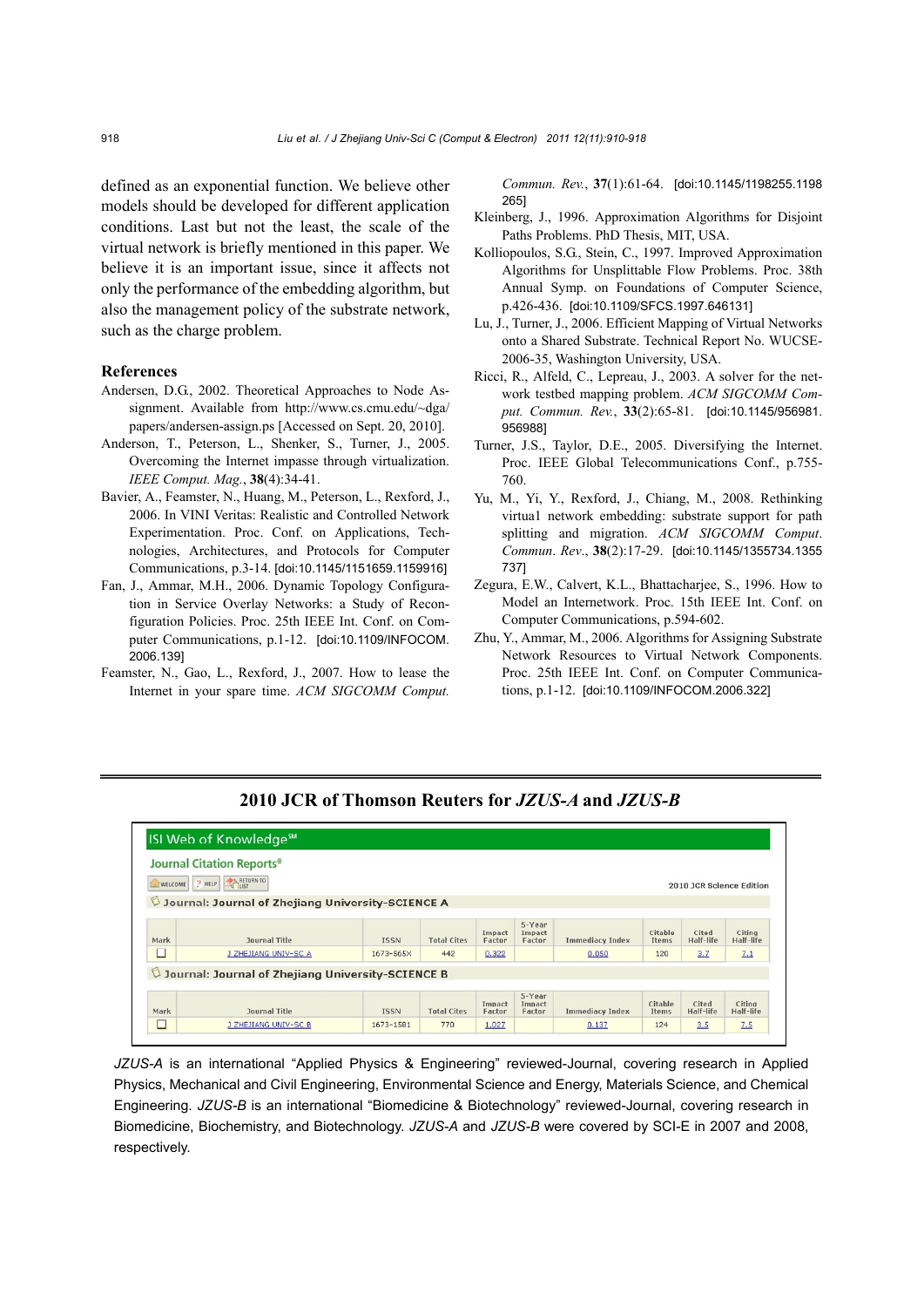defined as an exponential function. We believe other models should be developed for different application conditions. Last but not the least, the scale of the virtual network is briefly mentioned in this paper. We believe it is an important issue, since it affects not only the performance of the embedding algorithm, but also the management policy of the substrate network, such as the charge problem.

## References

Andersen, D.G., 2002. Theoretical Approaches to Node Assignment. Available from http://www.cs.cmu.edu/~dga/papers/andersen-assign.ps [Accessed on Sept. 20, 2010].

Anderson, T., Peterson, L., Shenker, S., Turner, J., 2005. Overcoming the Internet impasse through virtualization. *IEEE Comput. Mag.*, **38**(4):34-41.

Bavier, A., Feamster, N., Huang, M., Peterson, L., Rexford, J., 2006. In VINI Veritas: Realistic and Controlled Network Experimentation. Proc. Conf. on Applications, Technologies, Architectures, and Protocols for Computer Communications, p.3-14. [doi:10.1145/1151659.1159916]

Fan, J., Ammar, M.H., 2006. Dynamic Topology Configuration in Service Overlay Networks: a Study of Reconfiguration Policies. Proc. 25th IEEE Int. Conf. on Computer Communications, p.1-12. [doi:10.1109/INFOCOM.2006.139]

Feamster, N., Gao, L., Rexford, J., 2007. How to lease the Internet in your spare time. *ACM SIGCOMM Comput. Commun. Rev.*, **37**(1):61-64. [doi:10.1145/1198255.1198265]

Kleinberg, J., 1996. Approximation Algorithms for Disjoint Paths Problems. PhD Thesis, MIT, USA.

Kolliopoulos, S.G., Stein, C., 1997. Improved Approximation Algorithms for Unsplittable Flow Problems. Proc. 38th Annual Symp. on Foundations of Computer Science, p.426-436. [doi:10.1109/SFCS.1997.646131]

Lu, J., Turner, J., 2006. Efficient Mapping of Virtual Networks onto a Shared Substrate. Technical Report No. WUCSE-2006-35, Washington University, USA.

Ricci, R., Alfeld, C., Lepreau, J., 2003. A solver for the network testbed mapping problem. *ACM SIGCOMM Comput. Commun. Rev.*, **33**(2):65-81. [doi:10.1145/956981.956988]

Turner, J.S., Taylor, D.E., 2005. Diversifying the Internet. Proc. IEEE Global Telecommunications Conf., p.755-760.

Yu, M., Yi, Y., Rexford, J., Chiang, M., 2008. Rethinking virtual network embedding: substrate support for path splitting and migration. *ACM SIGCOMM Comput. Commun. Rev.*, **38**(2):17-29. [doi:10.1145/1355734.1355737]

Zegura, E.W., Calvert, K.L., Bhattacharjee, S., 1996. How to Model an Internetwork. Proc. 15th IEEE Int. Conf. on Computer Communications, p.594-602.

Zhu, Y., Ammar, M., 2006. Algorithms for Assigning Substrate Network Resources to Virtual Network Components. Proc. 25th IEEE Int. Conf. on Computer Communications, p.1-12. [doi:10.1109/INFOCOM.2006.322]

## 2010 JCR of Thomson Reuters for *JZUS-A* and *JZUS-B*

ISI Web of Knowledge℠

Journal Citation Reports®

2010 JCR Science Edition

Journal: Journal of Zhejiang University-SCIENCE A

| Mark | Journal Title | ISSN | Total Cites | Impact Factor | 5-Year Impact Factor | Immediacy Index | Citable Items | Cited Half-life | Citing Half-life |
|---|---|---|---|---|---|---|---|---|---|
| ☐ | J ZHEJIANG UNIV-SC A | 1673-565X | 442 | 0.322 | | 0.050 | 120 | 3.7 | 7.1 |

Journal: Journal of Zhejiang University-SCIENCE B

| Mark | Journal Title | ISSN | Total Cites | Impact Factor | 5-Year Impact Factor | Immediacy Index | Citable Items | Cited Half-life | Citing Half-life |
|---|---|---|---|---|---|---|---|---|---|
| ☐ | J ZHEJIANG UNIV-SC B | 1673-1581 | 770 | 1.027 | | 0.137 | 124 | 3.5 | 7.5 |

*JZUS-A* is an international "Applied Physics & Engineering" reviewed-Journal, covering research in Applied Physics, Mechanical and Civil Engineering, Environmental Science and Energy, Materials Science, and Chemical Engineering. *JZUS-B* is an international "Biomedicine & Biotechnology" reviewed-Journal, covering research in Biomedicine, Biochemistry, and Biotechnology. *JZUS-A* and *JZUS-B* were covered by SCI-E in 2007 and 2008, respectively.